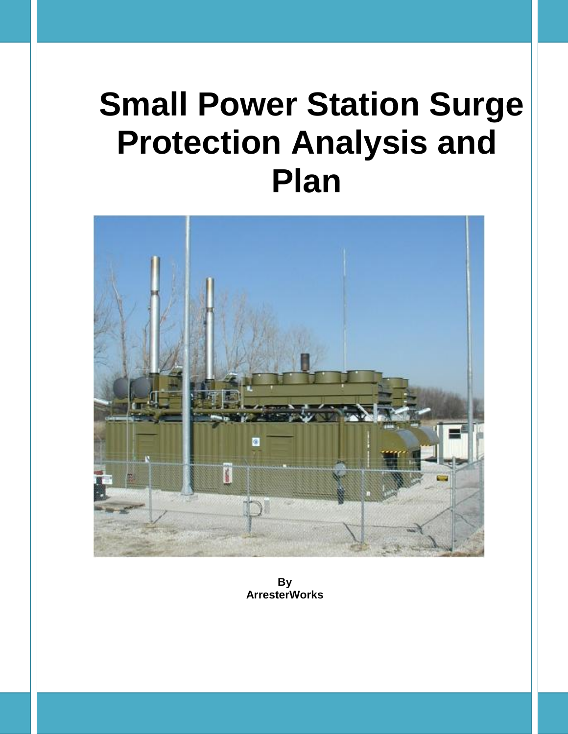# Small Power Station Surge Protection Analysis and Plan

**By**
**ArresterWorks**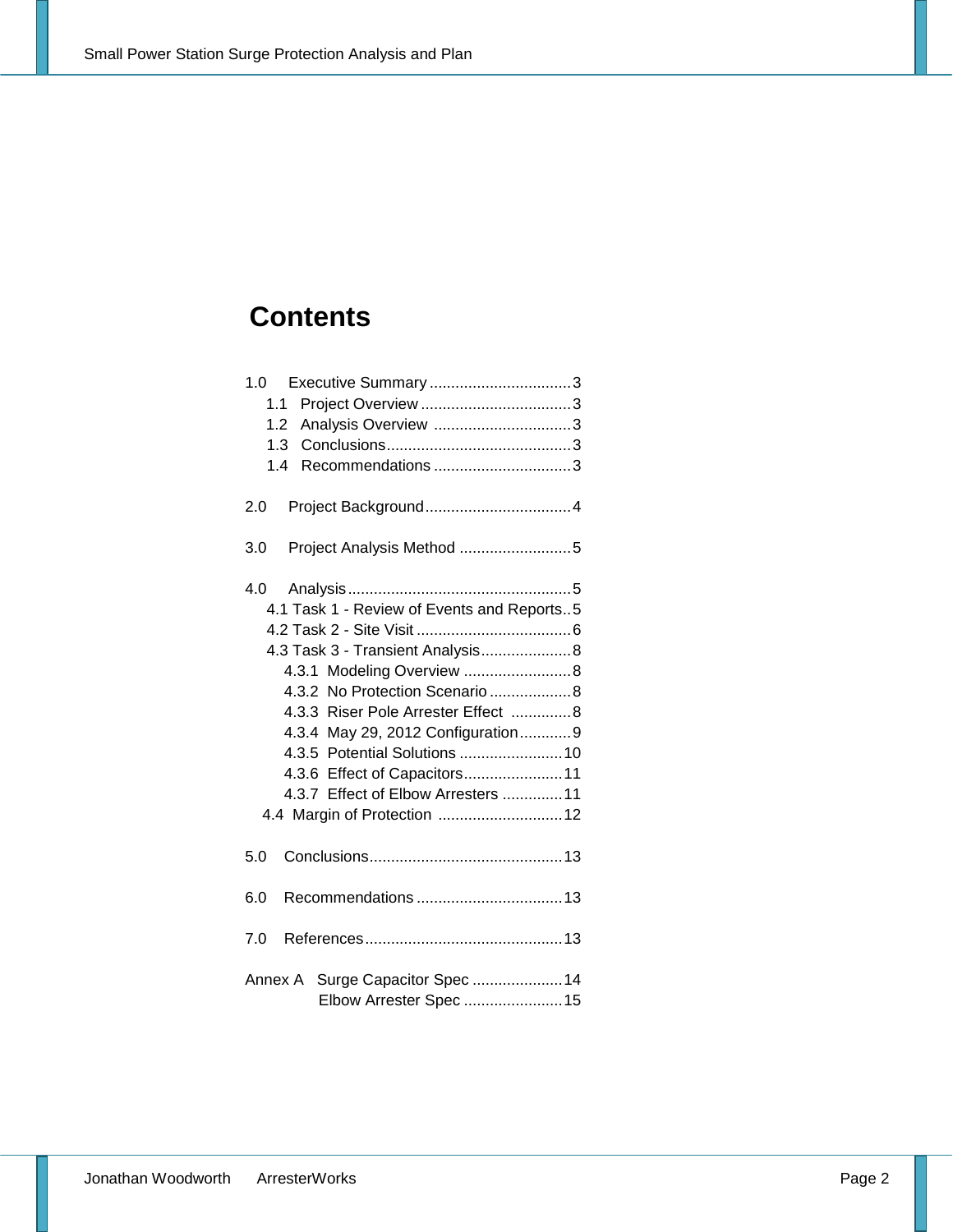# Contents

1.0 Executive Summary ................................ 3
- 1.1 Project Overview .................................. 3
- 1.2 Analysis Overview ............................... 3
- 1.3 Conclusions.......................................... 3
- 1.4 Recommendations ............................... 3

2.0 Project Background................................. 4

3.0 Project Analysis Method .......................... 5

4.0 Analysis................................................... 5
- 4.1 Task 1 - Review of Events and Reports.. 5
- 4.2 Task 2 - Site Visit ................................... 6
- 4.3 Task 3 - Transient Analysis.................... 8
  - 4.3.1 Modeling Overview ........................ 8
  - 4.3.2 No Protection Scenario .................. 8
  - 4.3.3 Riser Pole Arrester Effect ............. 8
  - 4.3.4 May 29, 2012 Configuration........... 9
  - 4.3.5 Potential Solutions ....................... 10
  - 4.3.6 Effect of Capacitors...................... 11
  - 4.3.7 Effect of Elbow Arresters ............. 11
- 4.4 Margin of Protection ............................ 12

5.0 Conclusions............................................ 13

6.0 Recommendations ................................. 13

7.0 References............................................. 13

Annex A Surge Capacitor Spec ..................... 14
Elbow Arrester Spec ....................... 15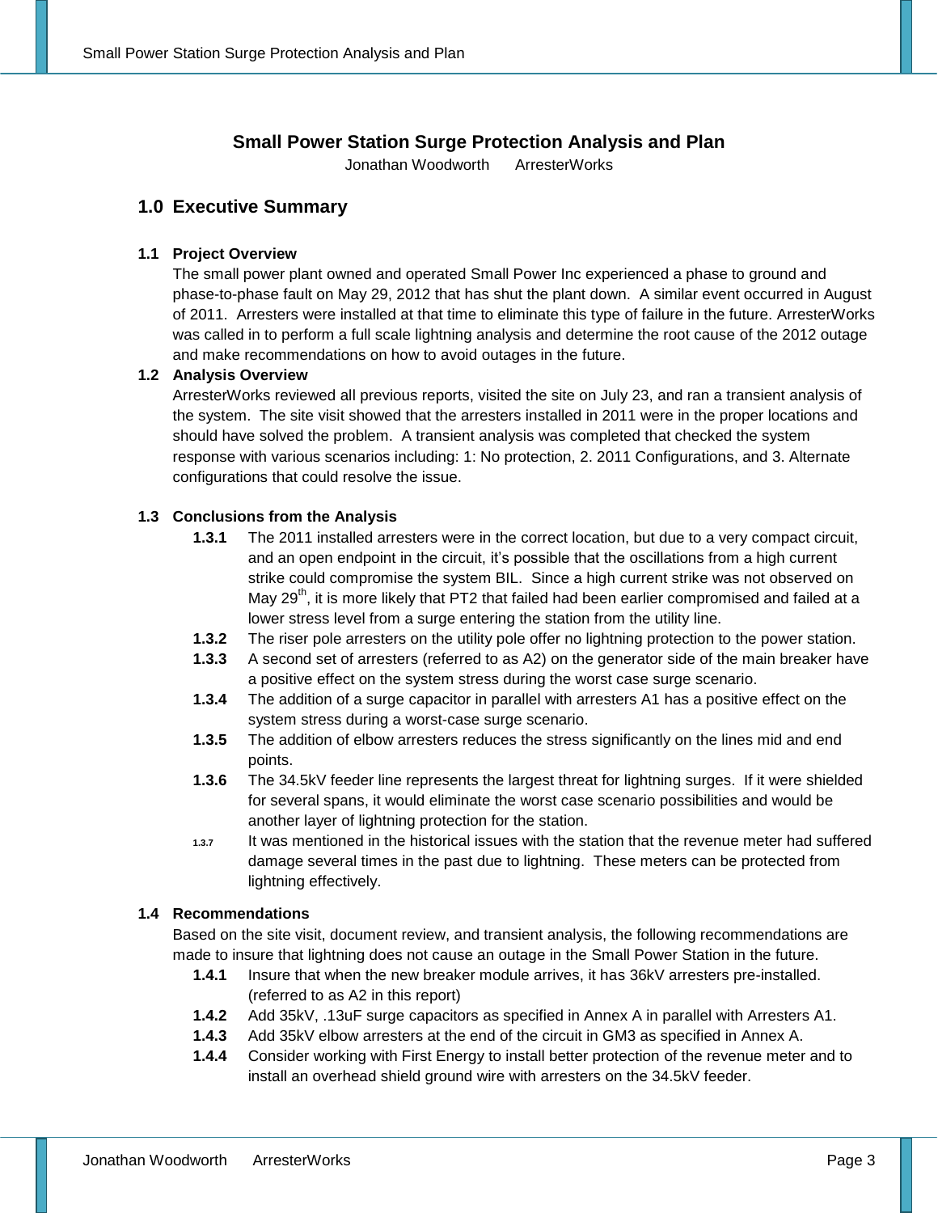# Small Power Station Surge Protection Analysis and Plan

Jonathan Woodworth ArresterWorks

## 1.0 Executive Summary

### 1.1 Project Overview

The small power plant owned and operated Small Power Inc experienced a phase to ground and phase-to-phase fault on May 29, 2012 that has shut the plant down. A similar event occurred in August of 2011. Arresters were installed at that time to eliminate this type of failure in the future. ArresterWorks was called in to perform a full scale lightning analysis and determine the root cause of the 2012 outage and make recommendations on how to avoid outages in the future.

### 1.2 Analysis Overview

ArresterWorks reviewed all previous reports, visited the site on July 23, and ran a transient analysis of the system. The site visit showed that the arresters installed in 2011 were in the proper locations and should have solved the problem. A transient analysis was completed that checked the system response with various scenarios including: 1: No protection, 2. 2011 Configurations, and 3. Alternate configurations that could resolve the issue.

### 1.3 Conclusions from the Analysis

**1.3.1** The 2011 installed arresters were in the correct location, but due to a very compact circuit, and an open endpoint in the circuit, it's possible that the oscillations from a high current strike could compromise the system BIL. Since a high current strike was not observed on May 29th, it is more likely that PT2 that failed had been earlier compromised and failed at a lower stress level from a surge entering the station from the utility line.

**1.3.2** The riser pole arresters on the utility pole offer no lightning protection to the power station.

**1.3.3** A second set of arresters (referred to as A2) on the generator side of the main breaker have a positive effect on the system stress during the worst case surge scenario.

**1.3.4** The addition of a surge capacitor in parallel with arresters A1 has a positive effect on the system stress during a worst-case surge scenario.

**1.3.5** The addition of elbow arresters reduces the stress significantly on the lines mid and end points.

**1.3.6** The 34.5kV feeder line represents the largest threat for lightning surges. If it were shielded for several spans, it would eliminate the worst case scenario possibilities and would be another layer of lightning protection for the station.

**1.3.7** It was mentioned in the historical issues with the station that the revenue meter had suffered damage several times in the past due to lightning. These meters can be protected from lightning effectively.

### 1.4 Recommendations

Based on the site visit, document review, and transient analysis, the following recommendations are made to insure that lightning does not cause an outage in the Small Power Station in the future.

**1.4.1** Insure that when the new breaker module arrives, it has 36kV arresters pre-installed. (referred to as A2 in this report)

**1.4.2** Add 35kV, .13uF surge capacitors as specified in Annex A in parallel with Arresters A1.

**1.4.3** Add 35kV elbow arresters at the end of the circuit in GM3 as specified in Annex A.

**1.4.4** Consider working with First Energy to install better protection of the revenue meter and to install an overhead shield ground wire with arresters on the 34.5kV feeder.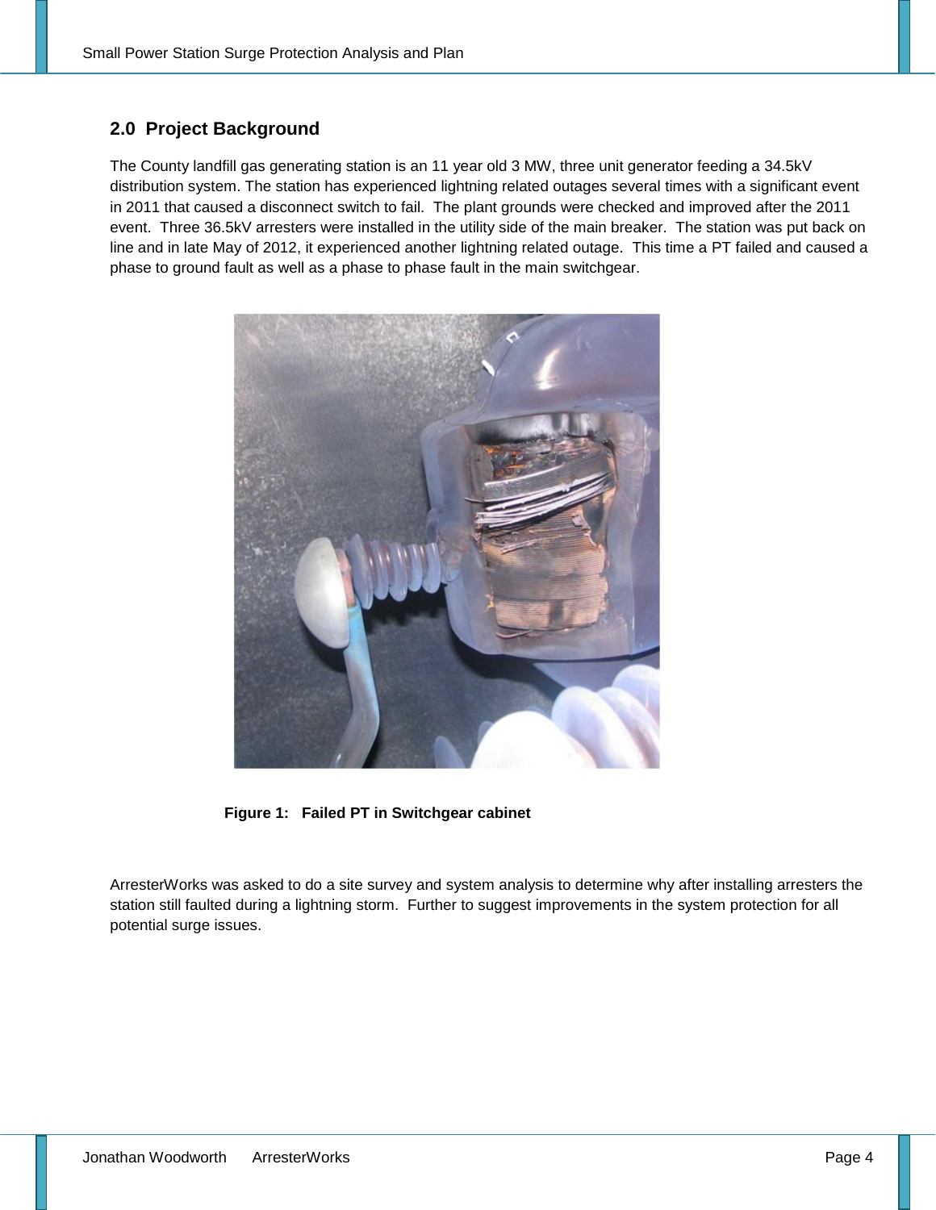## 2.0 Project Background

The County landfill gas generating station is an 11 year old 3 MW, three unit generator feeding a 34.5kV distribution system. The station has experienced lightning related outages several times with a significant event in 2011 that caused a disconnect switch to fail. The plant grounds were checked and improved after the 2011 event. Three 36.5kV arresters were installed in the utility side of the main breaker. The station was put back on line and in late May of 2012, it experienced another lightning related outage. This time a PT failed and caused a phase to ground fault as well as a phase to phase fault in the main switchgear.

**Figure 1: Failed PT in Switchgear cabinet**

ArresterWorks was asked to do a site survey and system analysis to determine why after installing arresters the station still faulted during a lightning storm. Further to suggest improvements in the system protection for all potential surge issues.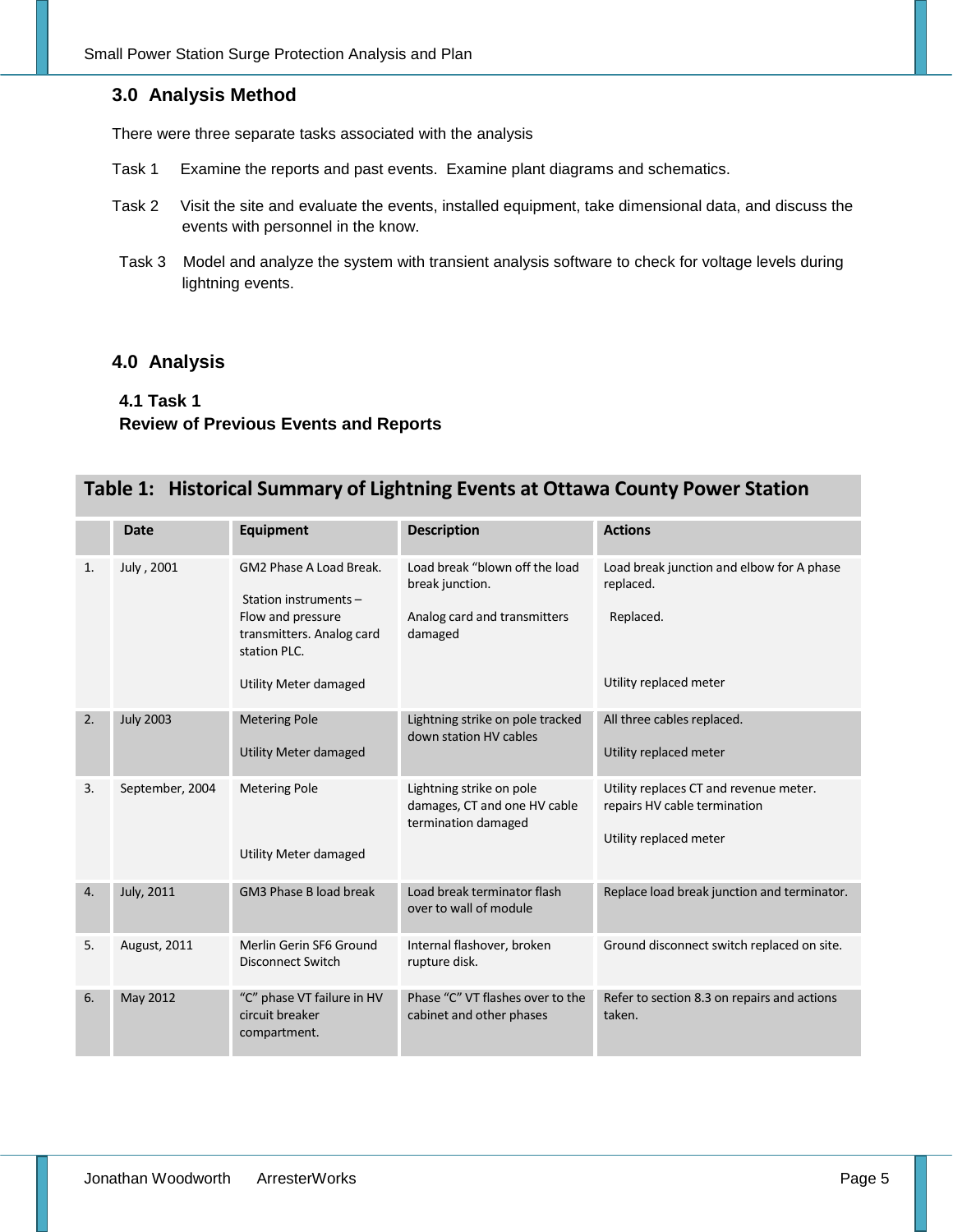## 3.0 Analysis Method

There were three separate tasks associated with the analysis

Task 1 Examine the reports and past events. Examine plant diagrams and schematics.

Task 2 Visit the site and evaluate the events, installed equipment, take dimensional data, and discuss the events with personnel in the know.

Task 3 Model and analyze the system with transient analysis software to check for voltage levels during lightning events.

## 4.0 Analysis

### 4.1 Task 1

### Review of Previous Events and Reports

**Table 1: Historical Summary of Lightning Events at Ottawa County Power Station**

| | Date | Equipment | Description | Actions |
|---|---|---|---|---|
| 1. | July , 2001 | GM2 Phase A Load Break.<br><br>Station instruments – Flow and pressure transmitters. Analog card station PLC.<br><br>Utility Meter damaged | Load break "blown off the load break junction.<br><br>Analog card and transmitters damaged | Load break junction and elbow for A phase replaced.<br><br>Replaced.<br><br>Utility replaced meter |
| 2. | July 2003 | Metering Pole<br><br>Utility Meter damaged | Lightning strike on pole tracked down station HV cables | All three cables replaced.<br><br>Utility replaced meter |
| 3. | September, 2004 | Metering Pole<br><br>Utility Meter damaged | Lightning strike on pole damages, CT and one HV cable termination damaged | Utility replaces CT and revenue meter. repairs HV cable termination<br><br>Utility replaced meter |
| 4. | July, 2011 | GM3 Phase B load break | Load break terminator flash over to wall of module | Replace load break junction and terminator. |
| 5. | August, 2011 | Merlin Gerin SF6 Ground Disconnect Switch | Internal flashover, broken rupture disk. | Ground disconnect switch replaced on site. |
| 6. | May 2012 | "C" phase VT failure in HV circuit breaker compartment. | Phase "C" VT flashes over to the cabinet and other phases | Refer to section 8.3 on repairs and actions taken. |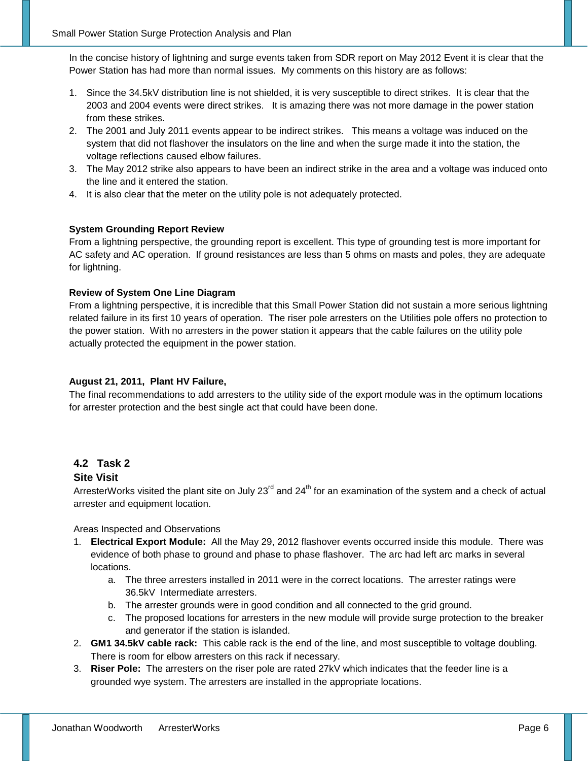In the concise history of lightning and surge events taken from SDR report on May 2012 Event it is clear that the Power Station has had more than normal issues. My comments on this history are as follows:

1. Since the 34.5kV distribution line is not shielded, it is very susceptible to direct strikes. It is clear that the 2003 and 2004 events were direct strikes. It is amazing there was not more damage in the power station from these strikes.
2. The 2001 and July 2011 events appear to be indirect strikes. This means a voltage was induced on the system that did not flashover the insulators on the line and when the surge made it into the station, the voltage reflections caused elbow failures.
3. The May 2012 strike also appears to have been an indirect strike in the area and a voltage was induced onto the line and it entered the station.
4. It is also clear that the meter on the utility pole is not adequately protected.

**System Grounding Report Review**

From a lightning perspective, the grounding report is excellent. This type of grounding test is more important for AC safety and AC operation. If ground resistances are less than 5 ohms on masts and poles, they are adequate for lightning.

**Review of System One Line Diagram**

From a lightning perspective, it is incredible that this Small Power Station did not sustain a more serious lightning related failure in its first 10 years of operation. The riser pole arresters on the Utilities pole offers no protection to the power station. With no arresters in the power station it appears that the cable failures on the utility pole actually protected the equipment in the power station.

**August 21, 2011, Plant HV Failure,**

The final recommendations to add arresters to the utility side of the export module was in the optimum locations for arrester protection and the best single act that could have been done.

## 4.2 Task 2

## Site Visit

ArresterWorks visited the plant site on July 23rd and 24th for an examination of the system and a check of actual arrester and equipment location.

Areas Inspected and Observations

1. **Electrical Export Module:** All the May 29, 2012 flashover events occurred inside this module. There was evidence of both phase to ground and phase to phase flashover. The arc had left arc marks in several locations.
   a. The three arresters installed in 2011 were in the correct locations. The arrester ratings were 36.5kV Intermediate arresters.
   b. The arrester grounds were in good condition and all connected to the grid ground.
   c. The proposed locations for arresters in the new module will provide surge protection to the breaker and generator if the station is islanded.
2. **GM1 34.5kV cable rack:** This cable rack is the end of the line, and most susceptible to voltage doubling. There is room for elbow arresters on this rack if necessary.
3. **Riser Pole:** The arresters on the riser pole are rated 27kV which indicates that the feeder line is a grounded wye system. The arresters are installed in the appropriate locations.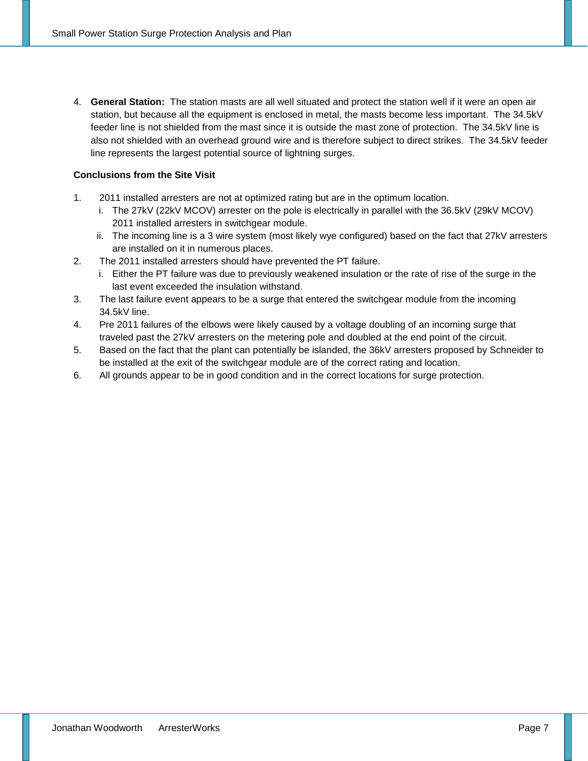4. **General Station:** The station masts are all well situated and protect the station well if it were an open air station, but because all the equipment is enclosed in metal, the masts become less important. The 34.5kV feeder line is not shielded from the mast since it is outside the mast zone of protection. The 34.5kV line is also not shielded with an overhead ground wire and is therefore subject to direct strikes. The 34.5kV feeder line represents the largest potential source of lightning surges.

**Conclusions from the Site Visit**

1. 2011 installed arresters are not at optimized rating but are in the optimum location.
   i. The 27kV (22kV MCOV) arrester on the pole is electrically in parallel with the 36.5kV (29kV MCOV) 2011 installed arresters in switchgear module.
   ii. The incoming line is a 3 wire system (most likely wye configured) based on the fact that 27kV arresters are installed on it in numerous places.
2. The 2011 installed arresters should have prevented the PT failure.
   i. Either the PT failure was due to previously weakened insulation or the rate of rise of the surge in the last event exceeded the insulation withstand.
3. The last failure event appears to be a surge that entered the switchgear module from the incoming 34.5kV line.
4. Pre 2011 failures of the elbows were likely caused by a voltage doubling of an incoming surge that traveled past the 27kV arresters on the metering pole and doubled at the end point of the circuit.
5. Based on the fact that the plant can potentially be islanded, the 36kV arresters proposed by Schneider to be installed at the exit of the switchgear module are of the correct rating and location.
6. All grounds appear to be in good condition and in the correct locations for surge protection.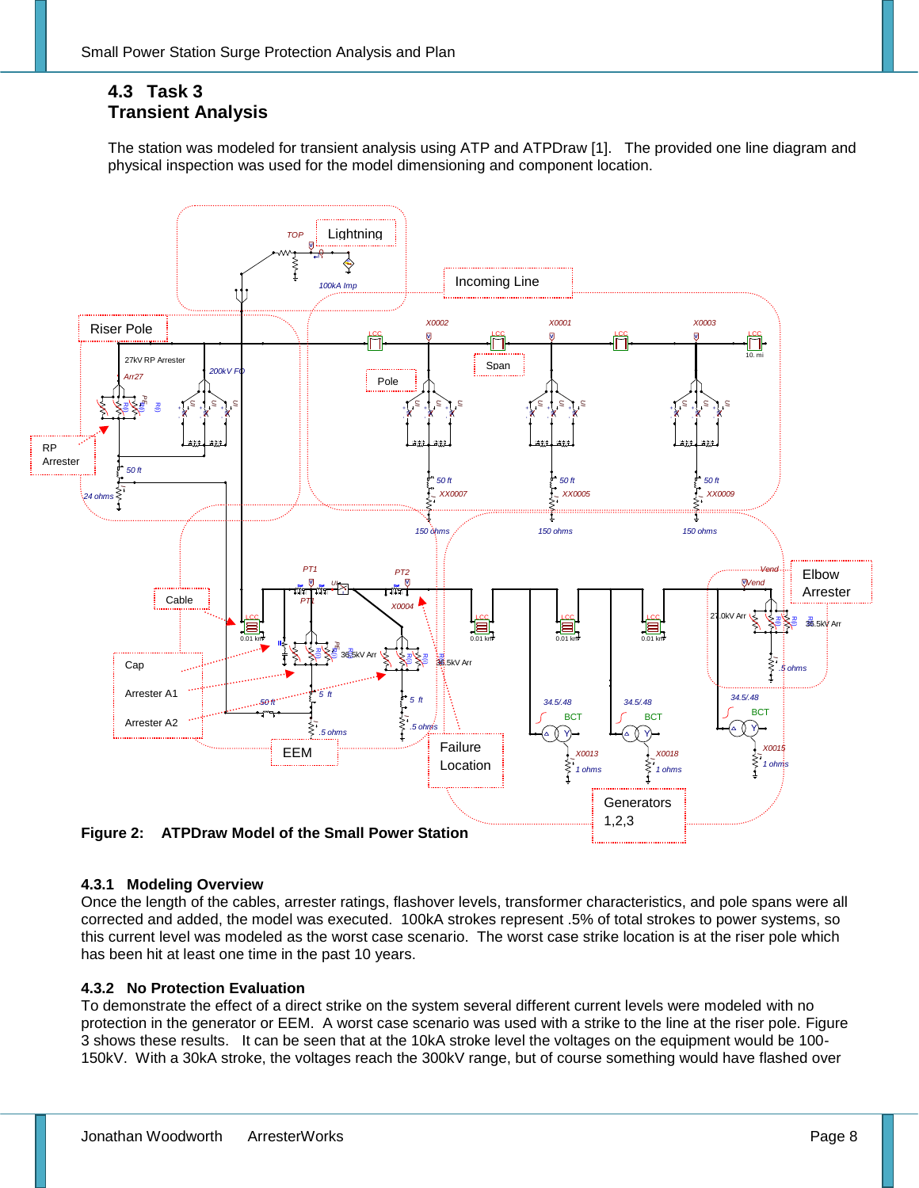## 4.3 Task 3
## Transient Analysis

The station was modeled for transient analysis using ATP and ATPDraw [1]. The provided one line diagram and physical inspection was used for the model dimensioning and component location.

**Figure 2: ATPDraw Model of the Small Power Station**

### 4.3.1 Modeling Overview

Once the length of the cables, arrester ratings, flashover levels, transformer characteristics, and pole spans were all corrected and added, the model was executed. 100kA strokes represent .5% of total strokes to power systems, so this current level was modeled as the worst case scenario. The worst case strike location is at the riser pole which has been hit at least one time in the past 10 years.

### 4.3.2 No Protection Evaluation

To demonstrate the effect of a direct strike on the system several different current levels were modeled with no protection in the generator or EEM. A worst case scenario was used with a strike to the line at the riser pole. Figure 3 shows these results. It can be seen that at the 10kA stroke level the voltages on the equipment would be 100-150kV. With a 30kA stroke, the voltages reach the 300kV range, but of course something would have flashed over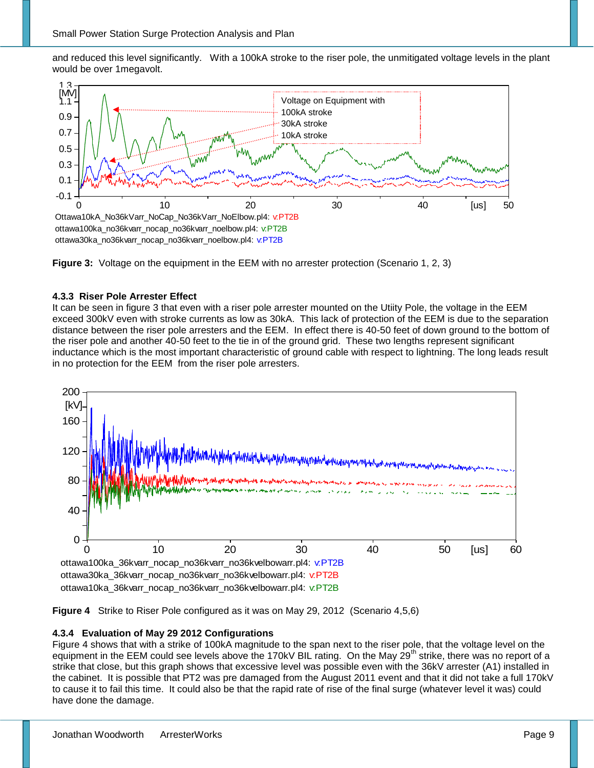and reduced this level significantly. With a 100kA stroke to the riser pole, the unmitigated voltage levels in the plant would be over 1megavolt.

**Figure 3:** Voltage on the equipment in the EEM with no arrester protection (Scenario 1, 2, 3)

### 4.3.3 Riser Pole Arrester Effect

It can be seen in figure 3 that even with a riser pole arrester mounted on the Utiity Pole, the voltage in the EEM exceed 300kV even with stroke currents as low as 30kA. This lack of protection of the EEM is due to the separation distance between the riser pole arresters and the EEM. In effect there is 40-50 feet of down ground to the bottom of the riser pole and another 40-50 feet to the tie in of the ground grid. These two lengths represent significant inductance which is the most important characteristic of ground cable with respect to lightning. The long leads result in no protection for the EEM from the riser pole arresters.

**Figure 4** Strike to Riser Pole configured as it was on May 29, 2012 (Scenario 4,5,6)

### 4.3.4 Evaluation of May 29 2012 Configurations

Figure 4 shows that with a strike of 100kA magnitude to the span next to the riser pole, that the voltage level on the equipment in the EEM could see levels above the 170kV BIL rating. On the May 29th strike, there was no report of a strike that close, but this graph shows that excessive level was possible even with the 36kV arrester (A1) installed in the cabinet. It is possible that PT2 was pre damaged from the August 2011 event and that it did not take a full 170kV to cause it to fail this time. It could also be that the rapid rate of rise of the final surge (whatever level it was) could have done the damage.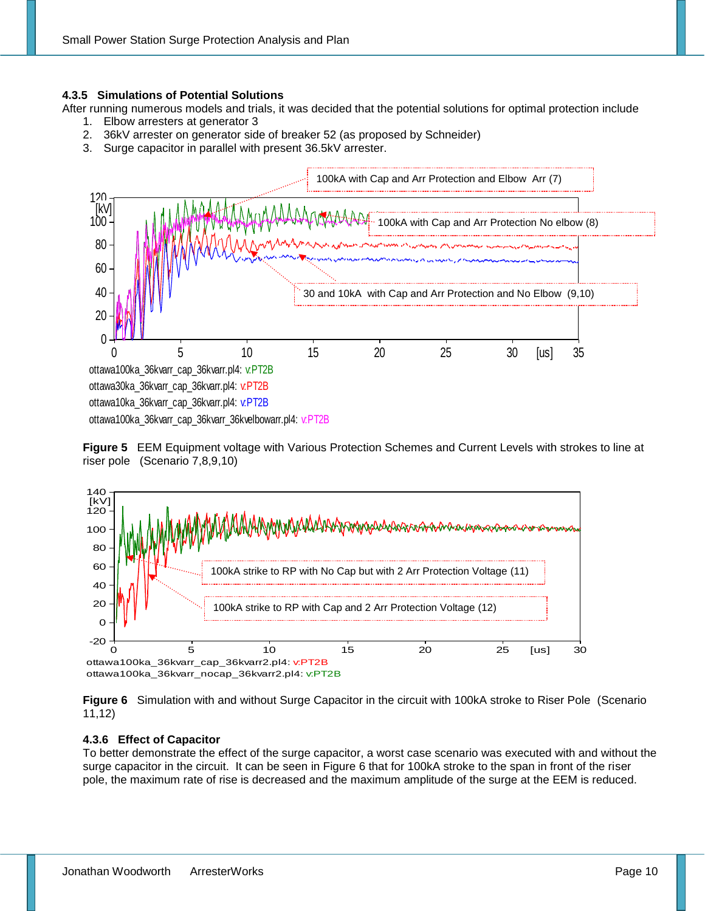### 4.3.5 Simulations of Potential Solutions

After running numerous models and trials, it was decided that the potential solutions for optimal protection include

1. Elbow arresters at generator 3
2. 36kV arrester on generator side of breaker 52 (as proposed by Schneider)
3. Surge capacitor in parallel with present 36.5kV arrester.

**Figure 5** EEM Equipment voltage with Various Protection Schemes and Current Levels with strokes to line at riser pole (Scenario 7,8,9,10)

**Figure 6** Simulation with and without Surge Capacitor in the circuit with 100kA stroke to Riser Pole (Scenario 11,12)

### 4.3.6 Effect of Capacitor

To better demonstrate the effect of the surge capacitor, a worst case scenario was executed with and without the surge capacitor in the circuit. It can be seen in Figure 6 that for 100kA stroke to the span in front of the riser pole, the maximum rate of rise is decreased and the maximum amplitude of the surge at the EEM is reduced.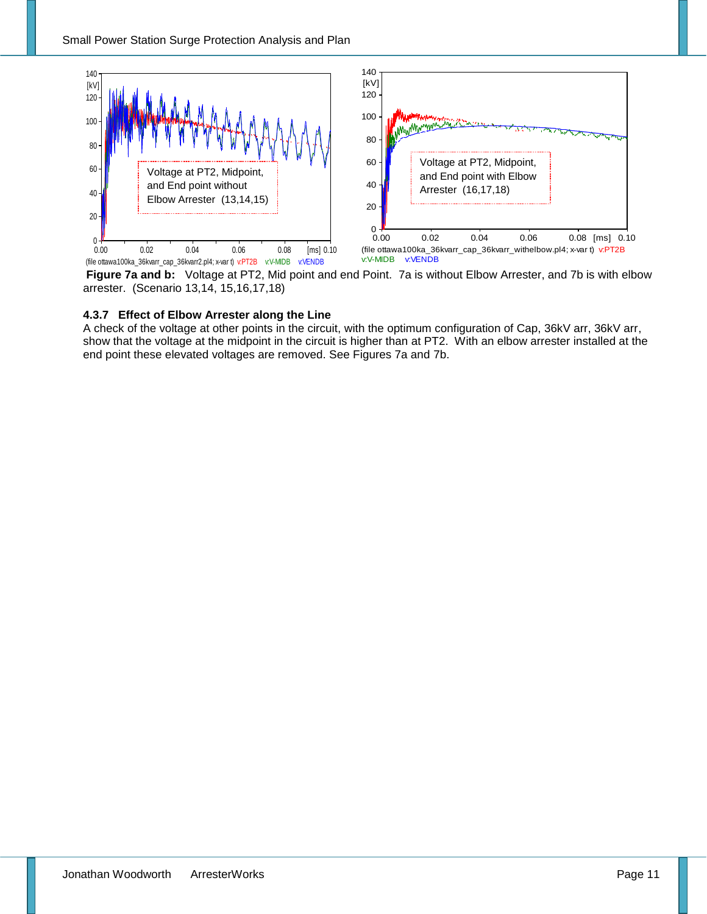**Figure 7a and b:** Voltage at PT2, Mid point and end Point. 7a is without Elbow Arrester, and 7b is with elbow arrester. (Scenario 13,14, 15,16,17,18)

### 4.3.7 Effect of Elbow Arrester along the Line

A check of the voltage at other points in the circuit, with the optimum configuration of Cap, 36kV arr, 36kV arr, show that the voltage at the midpoint in the circuit is higher than at PT2. With an elbow arrester installed at the end point these elevated voltages are removed. See Figures 7a and 7b.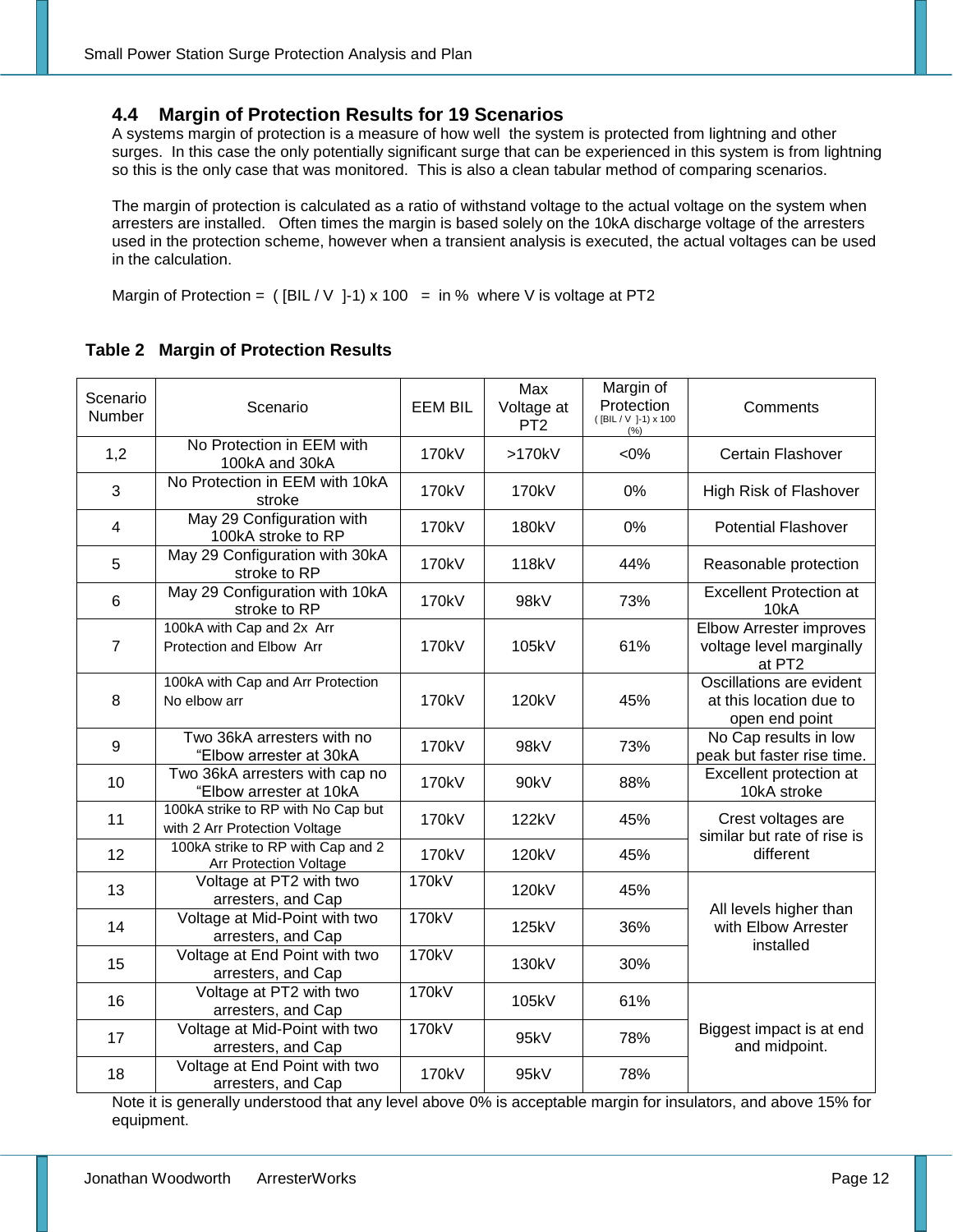## 4.4 Margin of Protection Results for 19 Scenarios

A systems margin of protection is a measure of how well the system is protected from lightning and other surges. In this case the only potentially significant surge that can be experienced in this system is from lightning so this is the only case that was monitored. This is also a clean tabular method of comparing scenarios.

The margin of protection is calculated as a ratio of withstand voltage to the actual voltage on the system when arresters are installed. Often times the margin is based solely on the 10kA discharge voltage of the arresters used in the protection scheme, however when a transient analysis is executed, the actual voltages can be used in the calculation.

Margin of Protection = ( [BIL / V ]-1) x 100 = in % where V is voltage at PT2

**Table 2 Margin of Protection Results**

| Scenario Number | Scenario | EEM BIL | Max Voltage at PT2 | Margin of Protection ( [BIL / V ]-1) x 100 (%) | Comments |
|---|---|---|---|---|---|
| 1,2 | No Protection in EEM with 100kA and 30kA | 170kV | >170kV | <0% | Certain Flashover |
| 3 | No Protection in EEM with 10kA stroke | 170kV | 170kV | 0% | High Risk of Flashover |
| 4 | May 29 Configuration with 100kA stroke to RP | 170kV | 180kV | 0% | Potential Flashover |
| 5 | May 29 Configuration with 30kA stroke to RP | 170kV | 118kV | 44% | Reasonable protection |
| 6 | May 29 Configuration with 10kA stroke to RP | 170kV | 98kV | 73% | Excellent Protection at 10kA |
| 7 | 100kA with Cap and 2x Arr Protection and Elbow Arr | 170kV | 105kV | 61% | Elbow Arrester improves voltage level marginally at PT2 |
| 8 | 100kA with Cap and Arr Protection No elbow arr | 170kV | 120kV | 45% | Oscillations are evident at this location due to open end point |
| 9 | Two 36kA arresters with no "Elbow arrester at 30kA | 170kV | 98kV | 73% | No Cap results in low peak but faster rise time. |
| 10 | Two 36kA arresters with cap no "Elbow arrester at 10kA | 170kV | 90kV | 88% | Excellent protection at 10kA stroke |
| 11 | 100kA strike to RP with No Cap but with 2 Arr Protection Voltage | 170kV | 122kV | 45% | Crest voltages are similar but rate of rise is different |
| 12 | 100kA strike to RP with Cap and 2 Arr Protection Voltage | 170kV | 120kV | 45% | |
| 13 | Voltage at PT2 with two arresters, and Cap | 170kV | 120kV | 45% | All levels higher than with Elbow Arrester installed |
| 14 | Voltage at Mid-Point with two arresters, and Cap | 170kV | 125kV | 36% | |
| 15 | Voltage at End Point with two arresters, and Cap | 170kV | 130kV | 30% | |
| 16 | Voltage at PT2 with two arresters, and Cap | 170kV | 105kV | 61% | Biggest impact is at end and midpoint. |
| 17 | Voltage at Mid-Point with two arresters, and Cap | 170kV | 95kV | 78% | |
| 18 | Voltage at End Point with two arresters, and Cap | 170kV | 95kV | 78% | |

Note it is generally understood that any level above 0% is acceptable margin for insulators, and above 15% for equipment.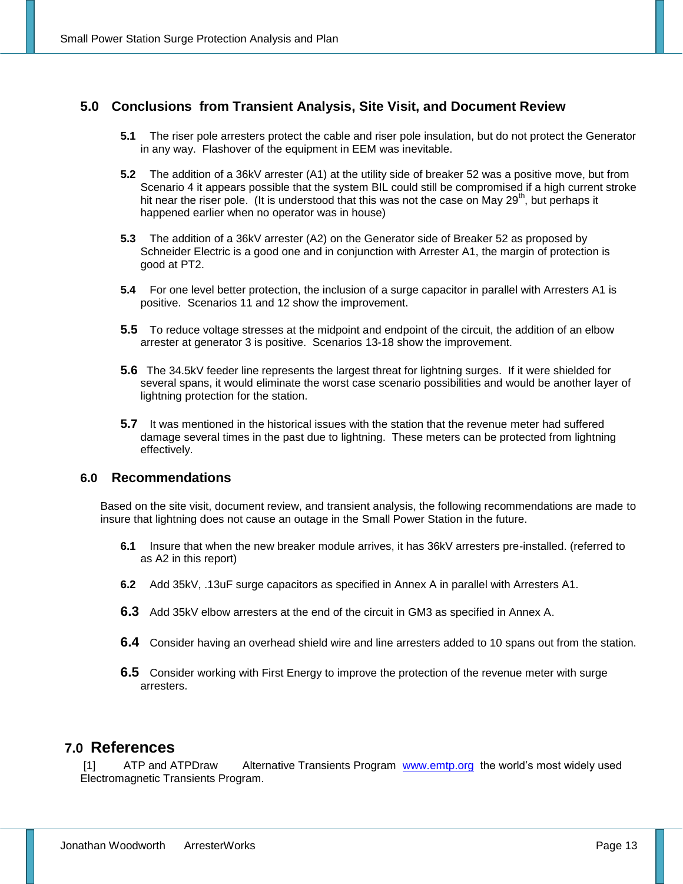## 5.0 Conclusions from Transient Analysis, Site Visit, and Document Review

**5.1** The riser pole arresters protect the cable and riser pole insulation, but do not protect the Generator in any way. Flashover of the equipment in EEM was inevitable.

**5.2** The addition of a 36kV arrester (A1) at the utility side of breaker 52 was a positive move, but from Scenario 4 it appears possible that the system BIL could still be compromised if a high current stroke hit near the riser pole. (It is understood that this was not the case on May 29th, but perhaps it happened earlier when no operator was in house)

**5.3** The addition of a 36kV arrester (A2) on the Generator side of Breaker 52 as proposed by Schneider Electric is a good one and in conjunction with Arrester A1, the margin of protection is good at PT2.

**5.4** For one level better protection, the inclusion of a surge capacitor in parallel with Arresters A1 is positive. Scenarios 11 and 12 show the improvement.

**5.5** To reduce voltage stresses at the midpoint and endpoint of the circuit, the addition of an elbow arrester at generator 3 is positive. Scenarios 13-18 show the improvement.

**5.6** The 34.5kV feeder line represents the largest threat for lightning surges. If it were shielded for several spans, it would eliminate the worst case scenario possibilities and would be another layer of lightning protection for the station.

**5.7** It was mentioned in the historical issues with the station that the revenue meter had suffered damage several times in the past due to lightning. These meters can be protected from lightning effectively.

## 6.0 Recommendations

Based on the site visit, document review, and transient analysis, the following recommendations are made to insure that lightning does not cause an outage in the Small Power Station in the future.

**6.1** Insure that when the new breaker module arrives, it has 36kV arresters pre-installed. (referred to as A2 in this report)

**6.2** Add 35kV, .13uF surge capacitors as specified in Annex A in parallel with Arresters A1.

**6.3** Add 35kV elbow arresters at the end of the circuit in GM3 as specified in Annex A.

**6.4** Consider having an overhead shield wire and line arresters added to 10 spans out from the station.

**6.5** Consider working with First Energy to improve the protection of the revenue meter with surge arresters.

## 7.0 References

[1] ATP and ATPDraw Alternative Transients Program www.emtp.org the world's most widely used Electromagnetic Transients Program.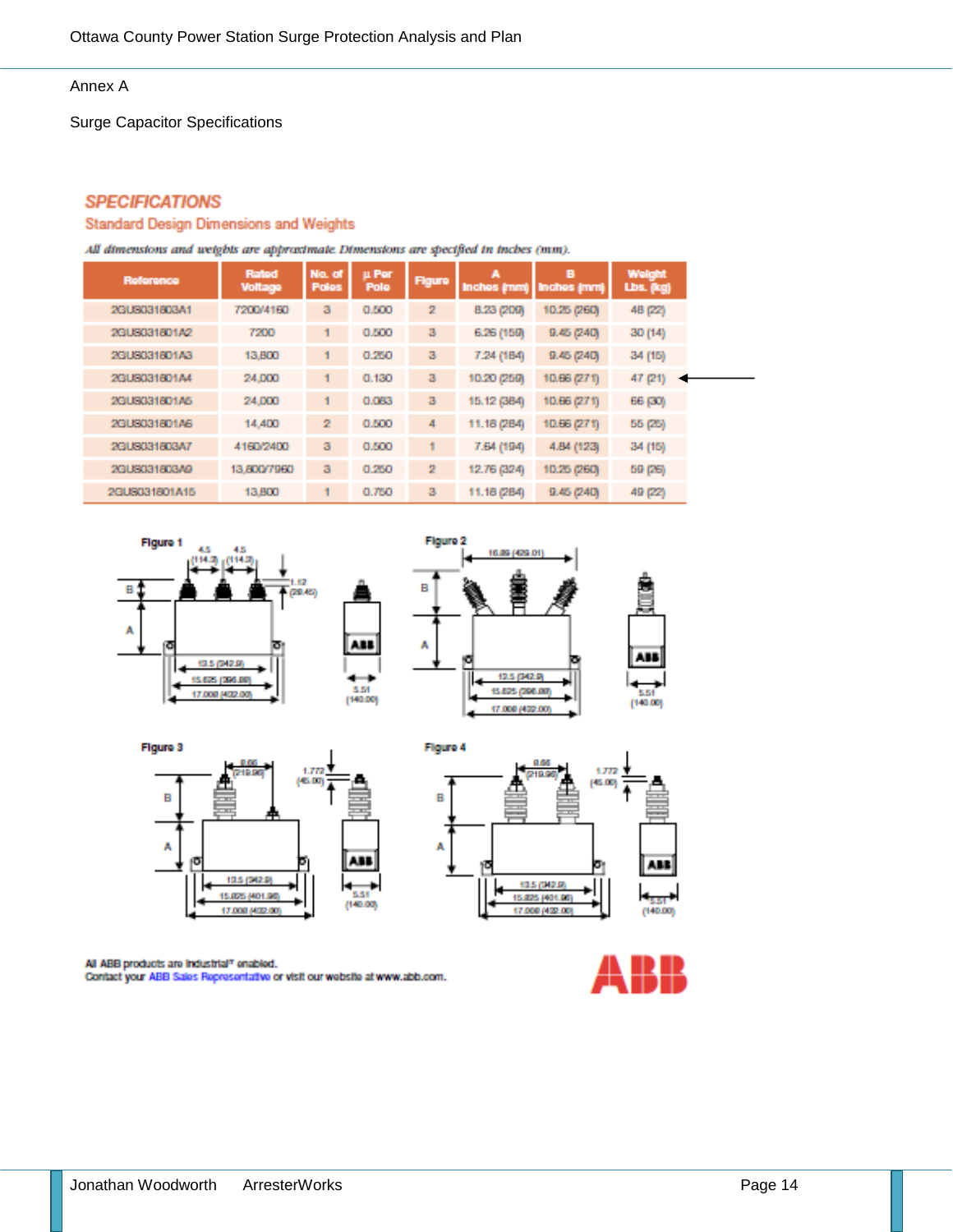Annex A

Surge Capacitor Specifications

## SPECIFICATIONS

### Standard Design Dimensions and Weights

*All dimensions and weights are approximate. Dimensions are specified in inches (mm).*

| Reference | Rated Voltage | No. of Poles | µ Per Pole | Figure | A Inches (mm) | B Inches (mm) | Weight Lbs. (kg) |
|---|---|---|---|---|---|---|---|
| 2GUS031803A1 | 7200/4160 | 3 | 0.500 | 2 | 8.23 (209) | 10.25 (260) | 48 (22) |
| 2GUS031801A2 | 7200 | 1 | 0.500 | 3 | 6.26 (159) | 9.45 (240) | 30 (14) |
| 2GUS031801A3 | 13,800 | 1 | 0.250 | 3 | 7.24 (184) | 9.45 (240) | 34 (15) |
| 2GUS031801A4 | 24,000 | 1 | 0.130 | 3 | 10.20 (259) | 10.66 (271) | 47 (21) |
| 2GUS031801A5 | 24,000 | 1 | 0.063 | 3 | 15.12 (384) | 10.66 (271) | 66 (30) |
| 2GUS031801A6 | 14,400 | 2 | 0.500 | 4 | 11.18 (284) | 10.66 (271) | 55 (25) |
| 2GUS031803A7 | 4160/2400 | 3 | 0.500 | 1 | 7.64 (194) | 4.84 (123) | 34 (15) |
| 2GUS031803A9 | 13,800/7960 | 3 | 0.250 | 2 | 12.76 (324) | 10.25 (260) | 59 (26) |
| 2GUS031801A15 | 13,800 | 1 | 0.750 | 3 | 11.18 (284) | 9.45 (240) | 49 (22) |

Figure 1

Figure 2

Figure 3

Figure 4

All ABB products are Industrial[IT] enabled.
Contact your ABB Sales Representative or visit our website at www.abb.com.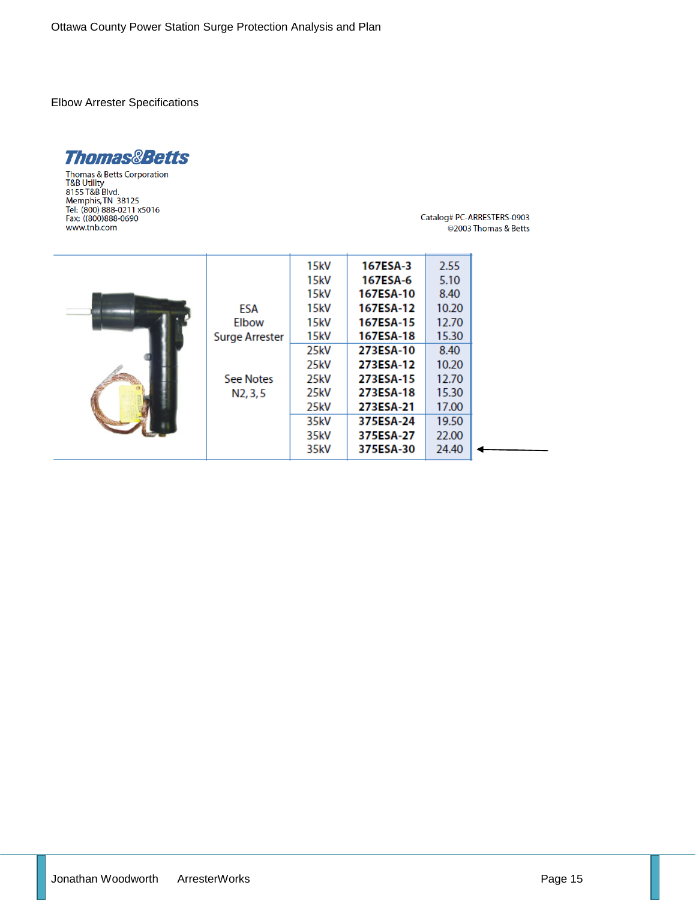Elbow Arrester Specifications

Thomas&Betts

Thomas & Betts Corporation
T&B Utility
8155 T&B Blvd.
Memphis, TN 38125
Tel: (800) 888-0211 x5016
Fax: ((800)888-0690
www.tnb.com

Catalog# PC-ARRESTERS-0903
©2003 Thomas & Betts

| | | | | |
|---|---|---|---|---|
| | ESA Elbow Surge Arrester<br><br>See Notes N2, 3, 5 | 15kV | **167ESA-3** | 2.55 |
| | | 15kV | **167ESA-6** | 5.10 |
| | | 15kV | **167ESA-10** | 8.40 |
| | | 15kV | **167ESA-12** | 10.20 |
| | | 15kV | **167ESA-15** | 12.70 |
| | | 15kV | **167ESA-18** | 15.30 |
| | | 25kV | **273ESA-10** | 8.40 |
| | | 25kV | **273ESA-12** | 10.20 |
| | | 25kV | **273ESA-15** | 12.70 |
| | | 25kV | **273ESA-18** | 15.30 |
| | | 25kV | **273ESA-21** | 17.00 |
| | | 35kV | **375ESA-24** | 19.50 |
| | | 35kV | **375ESA-27** | 22.00 |
| | | 35kV | **375ESA-30** | 24.40 ← |